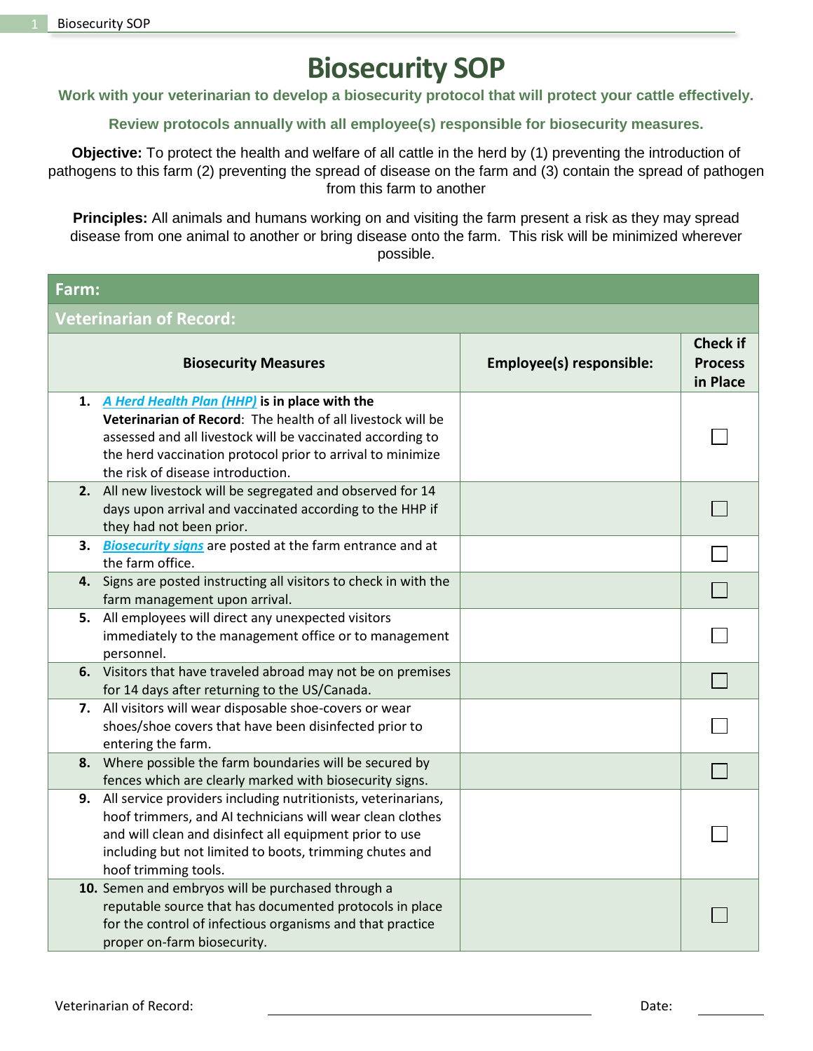# Biosecurity SOP

**Work with your veterinarian to develop a biosecurity protocol that will protect your cattle effectively.**

**Review protocols annually with all employee(s) responsible for biosecurity measures.**

**Objective:** To protect the health and welfare of all cattle in the herd by (1) preventing the introduction of pathogens to this farm (2) preventing the spread of disease on the farm and (3) contain the spread of pathogen from this farm to another

**Principles:** All animals and humans working on and visiting the farm present a risk as they may spread disease from one animal to another or bring disease onto the farm. This risk will be minimized wherever possible.

| **Farm:** | | |
|---|---|---|
| **Veterinarian of Record:** | | |
| **Biosecurity Measures** | **Employee(s) responsible:** | **Check if Process in Place** |
| **1.** ***A Herd Health Plan (HHP)*** **is in place with the Veterinarian of Record**: The health of all livestock will be assessed and all livestock will be vaccinated according to the herd vaccination protocol prior to arrival to minimize the risk of disease introduction. | | ☐ |
| **2.** All new livestock will be segregated and observed for 14 days upon arrival and vaccinated according to the HHP if they had not been prior. | | ☐ |
| **3.** ***Biosecurity signs*** are posted at the farm entrance and at the farm office. | | ☐ |
| **4.** Signs are posted instructing all visitors to check in with the farm management upon arrival. | | ☐ |
| **5.** All employees will direct any unexpected visitors immediately to the management office or to management personnel. | | ☐ |
| **6.** Visitors that have traveled abroad may not be on premises for 14 days after returning to the US/Canada. | | ☐ |
| **7.** All visitors will wear disposable shoe-covers or wear shoes/shoe covers that have been disinfected prior to entering the farm. | | ☐ |
| **8.** Where possible the farm boundaries will be secured by fences which are clearly marked with biosecurity signs. | | ☐ |
| **9.** All service providers including nutritionists, veterinarians, hoof trimmers, and AI technicians will wear clean clothes and will clean and disinfect all equipment prior to use including but not limited to boots, trimming chutes and hoof trimming tools. | | ☐ |
| **10.** Semen and embryos will be purchased through a reputable source that has documented protocols in place for the control of infectious organisms and that practice proper on-farm biosecurity. | | ☐ |

Veterinarian of Record: ______________________ Date: __________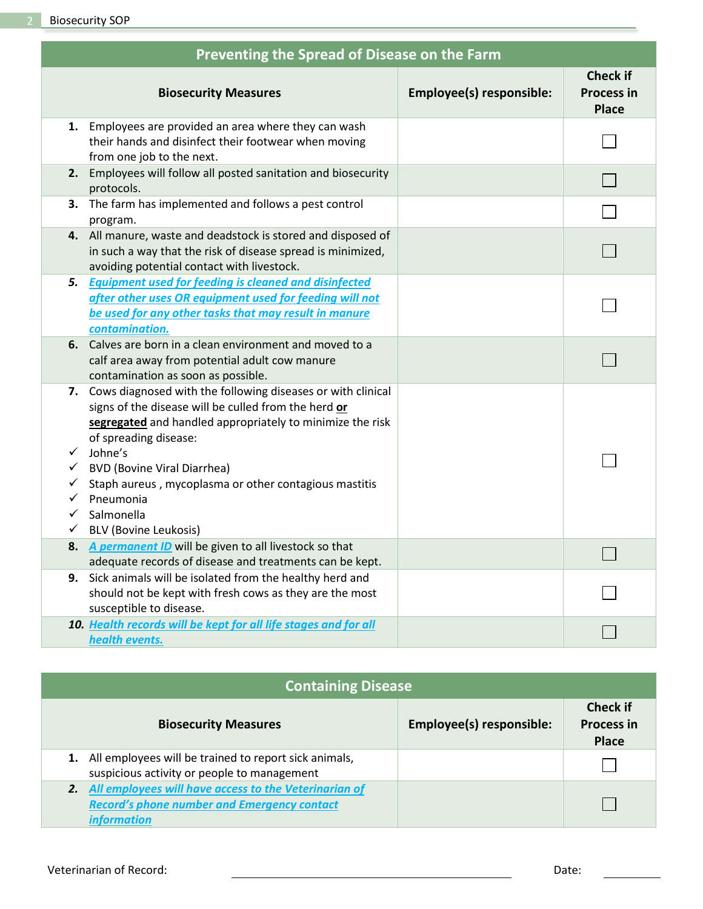| Preventing the Spread of Disease on the Farm | | |
|---|---|---|
| **Biosecurity Measures** | **Employee(s) responsible:** | **Check if Process in Place** |
| **1.** Employees are provided an area where they can wash their hands and disinfect their footwear when moving from one job to the next. | | ☐ |
| **2.** Employees will follow all posted sanitation and biosecurity protocols. | | ☐ |
| **3.** The farm has implemented and follows a pest control program. | | ☐ |
| **4.** All manure, waste and deadstock is stored and disposed of in such a way that the risk of disease spread is minimized, avoiding potential contact with livestock. | | ☐ |
| ***5. Equipment used for feeding is cleaned and disinfected after other uses OR equipment used for feeding will not be used for any other tasks that may result in manure contamination.*** | | ☐ |
| **6.** Calves are born in a clean environment and moved to a calf area away from potential adult cow manure contamination as soon as possible. | | ☐ |
| **7.** Cows diagnosed with the following diseases or with clinical signs of the disease will be culled from the herd **or segregated** and handled appropriately to minimize the risk of spreading disease: ✓ Johne's ✓ BVD (Bovine Viral Diarrhea) ✓ Staph aureus , mycoplasma or other contagious mastitis ✓ Pneumonia ✓ Salmonella ✓ BLV (Bovine Leukosis) | | ☐ |
| **8.** *A permanent ID* will be given to all livestock so that adequate records of disease and treatments can be kept. | | ☐ |
| **9.** Sick animals will be isolated from the healthy herd and should not be kept with fresh cows as they are the most susceptible to disease. | | ☐ |
| ***10. Health records will be kept for all life stages and for all health events.*** | | ☐ |

| Containing Disease | | |
|---|---|---|
| **Biosecurity Measures** | **Employee(s) responsible:** | **Check if Process in Place** |
| **1.** All employees will be trained to report sick animals, suspicious activity or people to management | | ☐ |
| ***2. All employees will have access to the Veterinarian of Record's phone number and Emergency contact information*** | | ☐ |

Veterinarian of Record: ______________________________ Date: __________